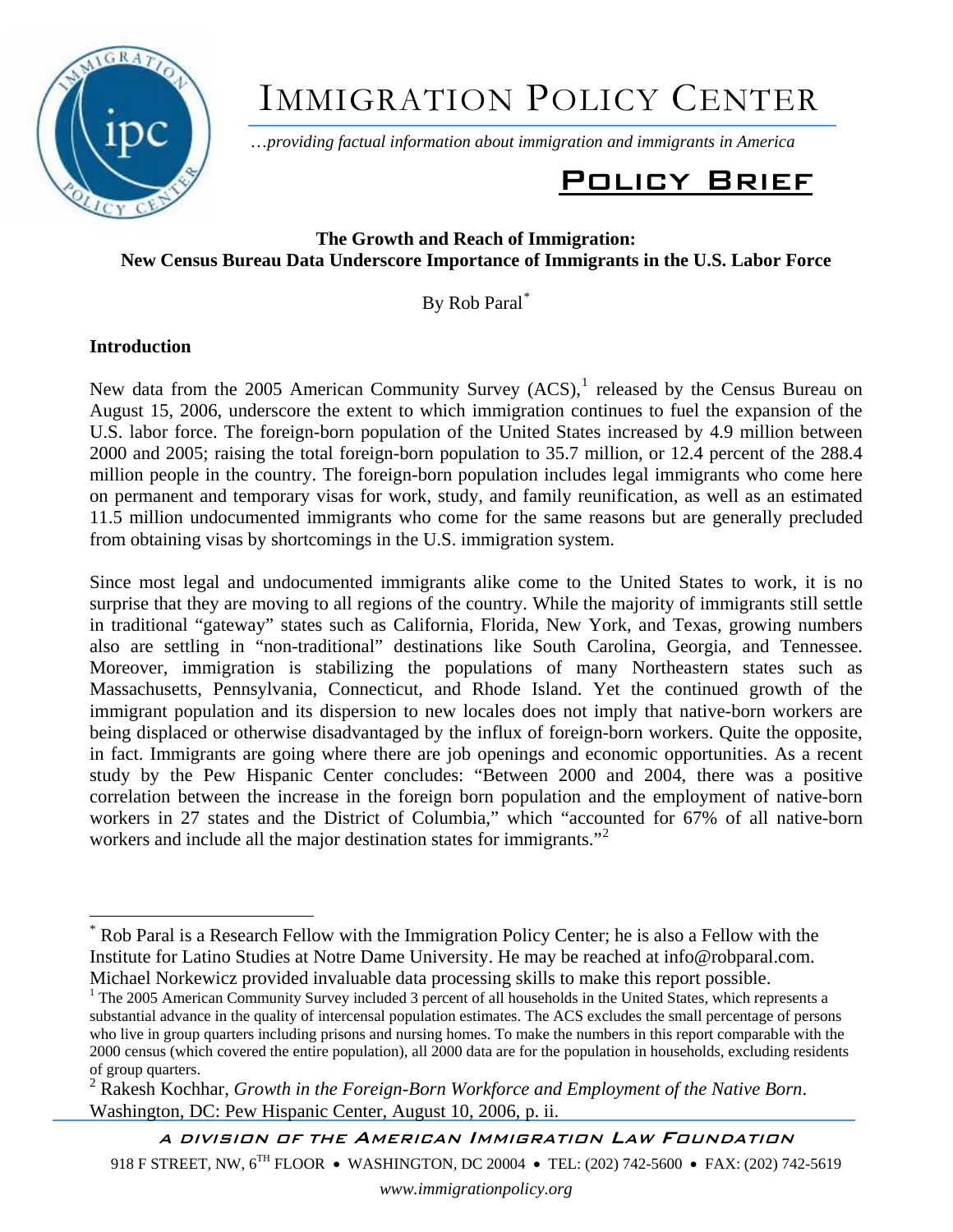# IMMIGRATION POLICY CENTER

*…providing factual information about immigration and immigrants in America*

## POLICY BRIEF

**The Growth and Reach of Immigration:**
**New Census Bureau Data Underscore Importance of Immigrants in the U.S. Labor Force**

By Rob Paral*

### Introduction

New data from the 2005 American Community Survey (ACS),[1] released by the Census Bureau on August 15, 2006, underscore the extent to which immigration continues to fuel the expansion of the U.S. labor force. The foreign-born population of the United States increased by 4.9 million between 2000 and 2005; raising the total foreign-born population to 35.7 million, or 12.4 percent of the 288.4 million people in the country. The foreign-born population includes legal immigrants who come here on permanent and temporary visas for work, study, and family reunification, as well as an estimated 11.5 million undocumented immigrants who come for the same reasons but are generally precluded from obtaining visas by shortcomings in the U.S. immigration system.

Since most legal and undocumented immigrants alike come to the United States to work, it is no surprise that they are moving to all regions of the country. While the majority of immigrants still settle in traditional "gateway" states such as California, Florida, New York, and Texas, growing numbers also are settling in "non-traditional" destinations like South Carolina, Georgia, and Tennessee. Moreover, immigration is stabilizing the populations of many Northeastern states such as Massachusetts, Pennsylvania, Connecticut, and Rhode Island. Yet the continued growth of the immigrant population and its dispersion to new locales does not imply that native-born workers are being displaced or otherwise disadvantaged by the influx of foreign-born workers. Quite the opposite, in fact. Immigrants are going where there are job openings and economic opportunities. As a recent study by the Pew Hispanic Center concludes: "Between 2000 and 2004, there was a positive correlation between the increase in the foreign born population and the employment of native-born workers in 27 states and the District of Columbia," which "accounted for 67% of all native-born workers and include all the major destination states for immigrants."[2]

---

* Rob Paral is a Research Fellow with the Immigration Policy Center; he is also a Fellow with the Institute for Latino Studies at Notre Dame University. He may be reached at info@robparal.com. Michael Norkewicz provided invaluable data processing skills to make this report possible.

[1] The 2005 American Community Survey included 3 percent of all households in the United States, which represents a substantial advance in the quality of intercensal population estimates. The ACS excludes the small percentage of persons who live in group quarters including prisons and nursing homes. To make the numbers in this report comparable with the 2000 census (which covered the entire population), all 2000 data are for the population in households, excluding residents of group quarters.

[2] Rakesh Kochhar, *Growth in the Foreign-Born Workforce and Employment of the Native Born*. Washington, DC: Pew Hispanic Center, August 10, 2006, p. ii.

*A DIVISION OF THE AMERICAN IMMIGRATION LAW FOUNDATION*

918 F STREET, NW, 6TH FLOOR • WASHINGTON, DC 20004 • TEL: (202) 742-5600 • FAX: (202) 742-5619

*www.immigrationpolicy.org*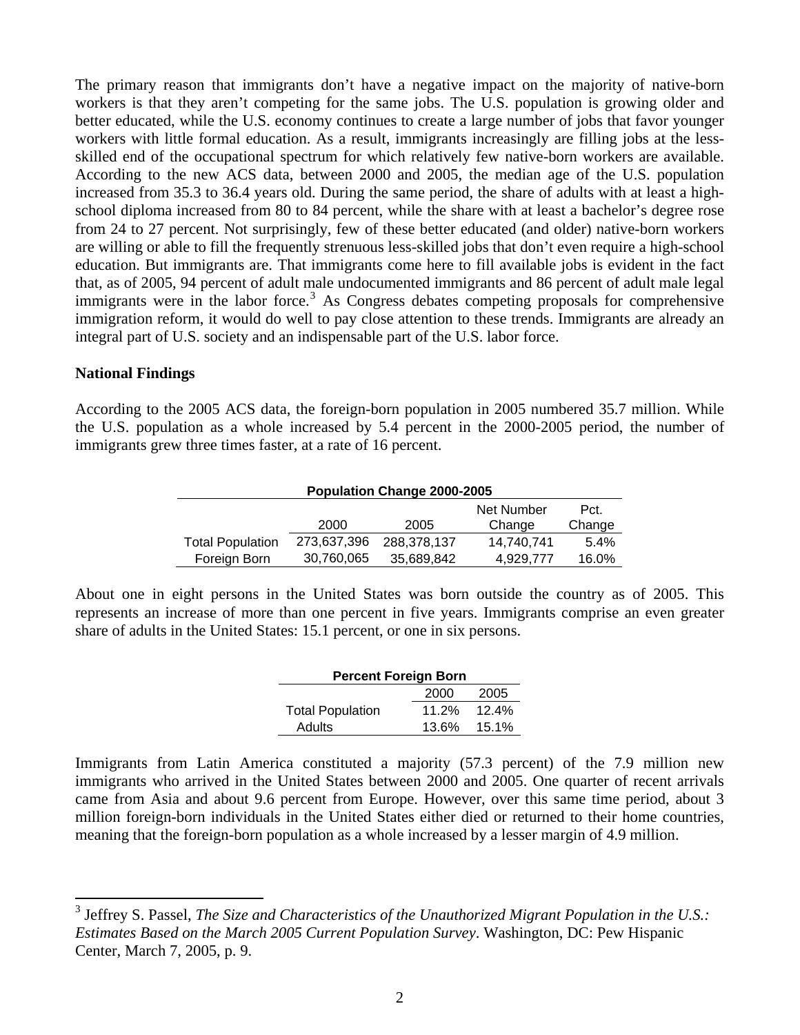The primary reason that immigrants don't have a negative impact on the majority of native-born workers is that they aren't competing for the same jobs. The U.S. population is growing older and better educated, while the U.S. economy continues to create a large number of jobs that favor younger workers with little formal education. As a result, immigrants increasingly are filling jobs at the less-skilled end of the occupational spectrum for which relatively few native-born workers are available. According to the new ACS data, between 2000 and 2005, the median age of the U.S. population increased from 35.3 to 36.4 years old. During the same period, the share of adults with at least a high-school diploma increased from 80 to 84 percent, while the share with at least a bachelor's degree rose from 24 to 27 percent. Not surprisingly, few of these better educated (and older) native-born workers are willing or able to fill the frequently strenuous less-skilled jobs that don't even require a high-school education. But immigrants are. That immigrants come here to fill available jobs is evident in the fact that, as of 2005, 94 percent of adult male undocumented immigrants and 86 percent of adult male legal immigrants were in the labor force.[3] As Congress debates competing proposals for comprehensive immigration reform, it would do well to pay close attention to these trends. Immigrants are already an integral part of U.S. society and an indispensable part of the U.S. labor force.

**National Findings**

According to the 2005 ACS data, the foreign-born population in 2005 numbered 35.7 million. While the U.S. population as a whole increased by 5.4 percent in the 2000-2005 period, the number of immigrants grew three times faster, at a rate of 16 percent.

**Population Change 2000-2005**

| | 2000 | 2005 | Net Number Change | Pct. Change |
|---|---|---|---|---|
| Total Population | 273,637,396 | 288,378,137 | 14,740,741 | 5.4% |
| Foreign Born | 30,760,065 | 35,689,842 | 4,929,777 | 16.0% |

About one in eight persons in the United States was born outside the country as of 2005. This represents an increase of more than one percent in five years. Immigrants comprise an even greater share of adults in the United States: 15.1 percent, or one in six persons.

**Percent Foreign Born**

| | 2000 | 2005 |
|---|---|---|
| Total Population | 11.2% | 12.4% |
| Adults | 13.6% | 15.1% |

Immigrants from Latin America constituted a majority (57.3 percent) of the 7.9 million new immigrants who arrived in the United States between 2000 and 2005. One quarter of recent arrivals came from Asia and about 9.6 percent from Europe. However, over this same time period, about 3 million foreign-born individuals in the United States either died or returned to their home countries, meaning that the foreign-born population as a whole increased by a lesser margin of 4.9 million.

[3] Jeffrey S. Passel, *The Size and Characteristics of the Unauthorized Migrant Population in the U.S.: Estimates Based on the March 2005 Current Population Survey*. Washington, DC: Pew Hispanic Center, March 7, 2005, p. 9.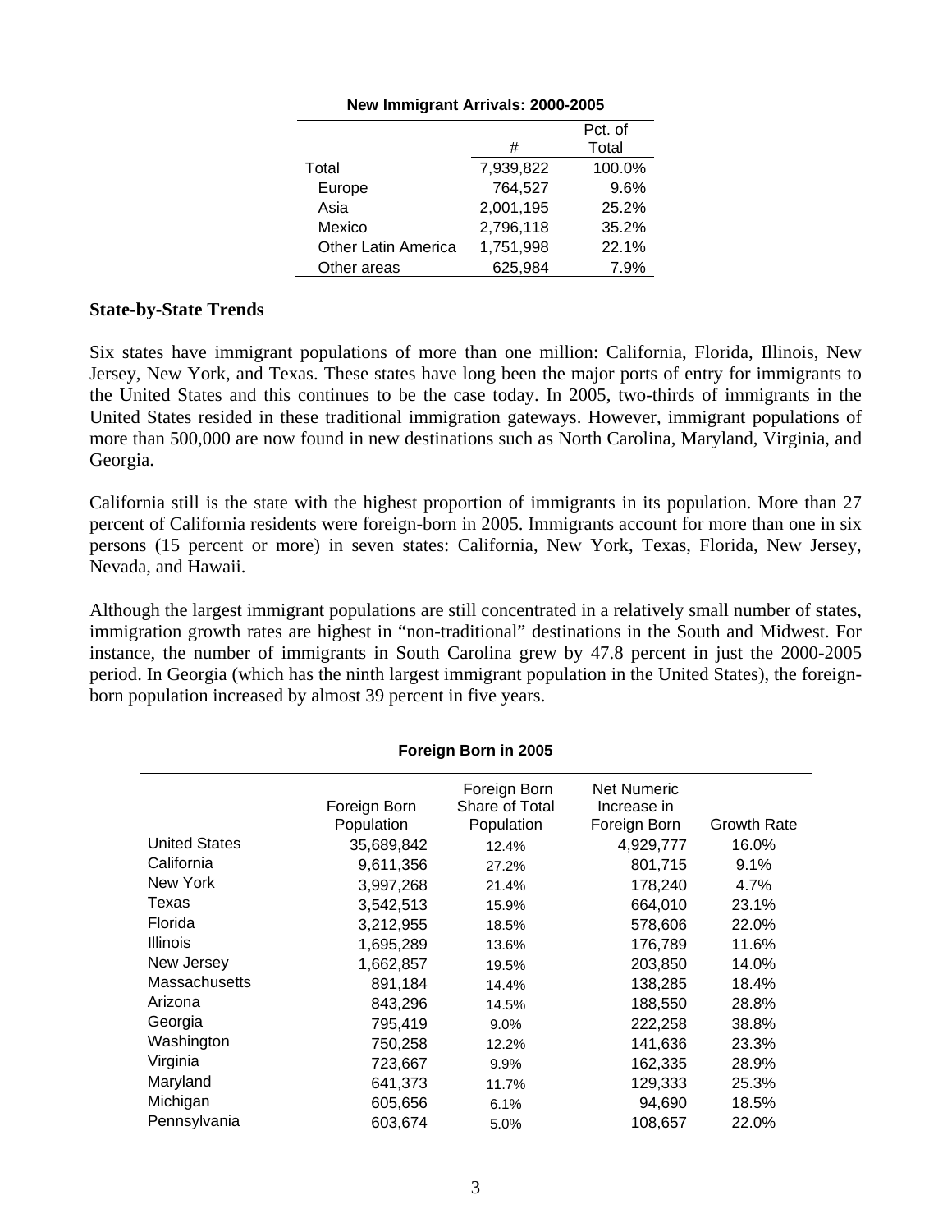**New Immigrant Arrivals: 2000-2005**

| | # | Pct. of Total |
|---|---|---|
| Total | 7,939,822 | 100.0% |
| Europe | 764,527 | 9.6% |
| Asia | 2,001,195 | 25.2% |
| Mexico | 2,796,118 | 35.2% |
| Other Latin America | 1,751,998 | 22.1% |
| Other areas | 625,984 | 7.9% |

### State-by-State Trends

Six states have immigrant populations of more than one million: California, Florida, Illinois, New Jersey, New York, and Texas. These states have long been the major ports of entry for immigrants to the United States and this continues to be the case today. In 2005, two-thirds of immigrants in the United States resided in these traditional immigration gateways. However, immigrant populations of more than 500,000 are now found in new destinations such as North Carolina, Maryland, Virginia, and Georgia.

California still is the state with the highest proportion of immigrants in its population. More than 27 percent of California residents were foreign-born in 2005. Immigrants account for more than one in six persons (15 percent or more) in seven states: California, New York, Texas, Florida, New Jersey, Nevada, and Hawaii.

Although the largest immigrant populations are still concentrated in a relatively small number of states, immigration growth rates are highest in "non-traditional" destinations in the South and Midwest. For instance, the number of immigrants in South Carolina grew by 47.8 percent in just the 2000-2005 period. In Georgia (which has the ninth largest immigrant population in the United States), the foreign-born population increased by almost 39 percent in five years.

**Foreign Born in 2005**

| | Foreign Born Population | Foreign Born Share of Total Population | Net Numeric Increase in Foreign Born | Growth Rate |
|---|---|---|---|---|
| United States | 35,689,842 | 12.4% | 4,929,777 | 16.0% |
| California | 9,611,356 | 27.2% | 801,715 | 9.1% |
| New York | 3,997,268 | 21.4% | 178,240 | 4.7% |
| Texas | 3,542,513 | 15.9% | 664,010 | 23.1% |
| Florida | 3,212,955 | 18.5% | 578,606 | 22.0% |
| Illinois | 1,695,289 | 13.6% | 176,789 | 11.6% |
| New Jersey | 1,662,857 | 19.5% | 203,850 | 14.0% |
| Massachusetts | 891,184 | 14.4% | 138,285 | 18.4% |
| Arizona | 843,296 | 14.5% | 188,550 | 28.8% |
| Georgia | 795,419 | 9.0% | 222,258 | 38.8% |
| Washington | 750,258 | 12.2% | 141,636 | 23.3% |
| Virginia | 723,667 | 9.9% | 162,335 | 28.9% |
| Maryland | 641,373 | 11.7% | 129,333 | 25.3% |
| Michigan | 605,656 | 6.1% | 94,690 | 18.5% |
| Pennsylvania | 603,674 | 5.0% | 108,657 | 22.0% |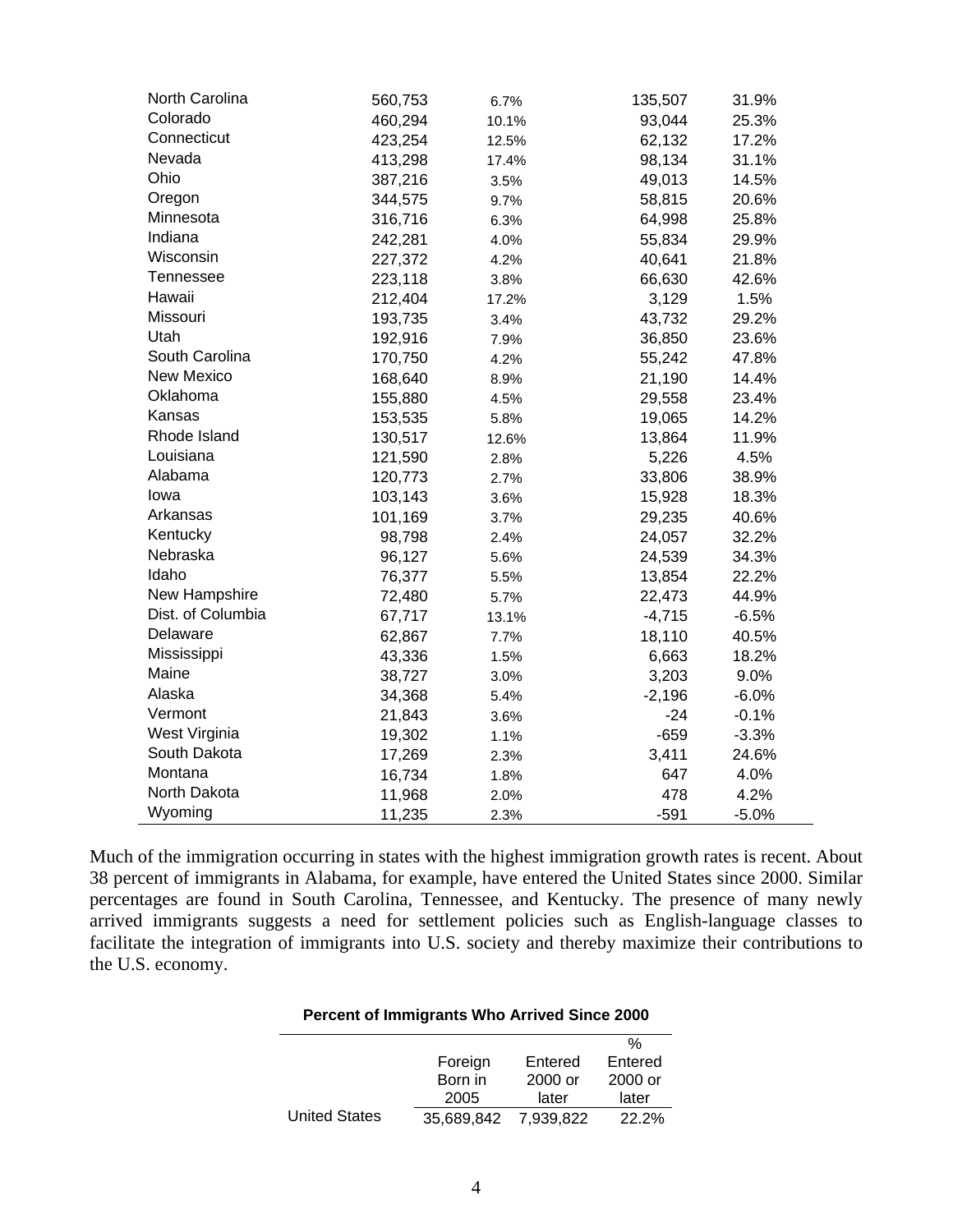| | | | | |
|---|---|---|---|---|
| North Carolina | 560,753 | 6.7% | 135,507 | 31.9% |
| Colorado | 460,294 | 10.1% | 93,044 | 25.3% |
| Connecticut | 423,254 | 12.5% | 62,132 | 17.2% |
| Nevada | 413,298 | 17.4% | 98,134 | 31.1% |
| Ohio | 387,216 | 3.5% | 49,013 | 14.5% |
| Oregon | 344,575 | 9.7% | 58,815 | 20.6% |
| Minnesota | 316,716 | 6.3% | 64,998 | 25.8% |
| Indiana | 242,281 | 4.0% | 55,834 | 29.9% |
| Wisconsin | 227,372 | 4.2% | 40,641 | 21.8% |
| Tennessee | 223,118 | 3.8% | 66,630 | 42.6% |
| Hawaii | 212,404 | 17.2% | 3,129 | 1.5% |
| Missouri | 193,735 | 3.4% | 43,732 | 29.2% |
| Utah | 192,916 | 7.9% | 36,850 | 23.6% |
| South Carolina | 170,750 | 4.2% | 55,242 | 47.8% |
| New Mexico | 168,640 | 8.9% | 21,190 | 14.4% |
| Oklahoma | 155,880 | 4.5% | 29,558 | 23.4% |
| Kansas | 153,535 | 5.8% | 19,065 | 14.2% |
| Rhode Island | 130,517 | 12.6% | 13,864 | 11.9% |
| Louisiana | 121,590 | 2.8% | 5,226 | 4.5% |
| Alabama | 120,773 | 2.7% | 33,806 | 38.9% |
| Iowa | 103,143 | 3.6% | 15,928 | 18.3% |
| Arkansas | 101,169 | 3.7% | 29,235 | 40.6% |
| Kentucky | 98,798 | 2.4% | 24,057 | 32.2% |
| Nebraska | 96,127 | 5.6% | 24,539 | 34.3% |
| Idaho | 76,377 | 5.5% | 13,854 | 22.2% |
| New Hampshire | 72,480 | 5.7% | 22,473 | 44.9% |
| Dist. of Columbia | 67,717 | 13.1% | -4,715 | -6.5% |
| Delaware | 62,867 | 7.7% | 18,110 | 40.5% |
| Mississippi | 43,336 | 1.5% | 6,663 | 18.2% |
| Maine | 38,727 | 3.0% | 3,203 | 9.0% |
| Alaska | 34,368 | 5.4% | -2,196 | -6.0% |
| Vermont | 21,843 | 3.6% | -24 | -0.1% |
| West Virginia | 19,302 | 1.1% | -659 | -3.3% |
| South Dakota | 17,269 | 2.3% | 3,411 | 24.6% |
| Montana | 16,734 | 1.8% | 647 | 4.0% |
| North Dakota | 11,968 | 2.0% | 478 | 4.2% |
| Wyoming | 11,235 | 2.3% | -591 | -5.0% |

Much of the immigration occurring in states with the highest immigration growth rates is recent. About 38 percent of immigrants in Alabama, for example, have entered the United States since 2000. Similar percentages are found in South Carolina, Tennessee, and Kentucky. The presence of many newly arrived immigrants suggests a need for settlement policies such as English-language classes to facilitate the integration of immigrants into U.S. society and thereby maximize their contributions to the U.S. economy.

**Percent of Immigrants Who Arrived Since 2000**

| | Foreign Born in 2005 | Entered 2000 or later | % Entered 2000 or later |
|---|---|---|---|
| United States | 35,689,842 | 7,939,822 | 22.2% |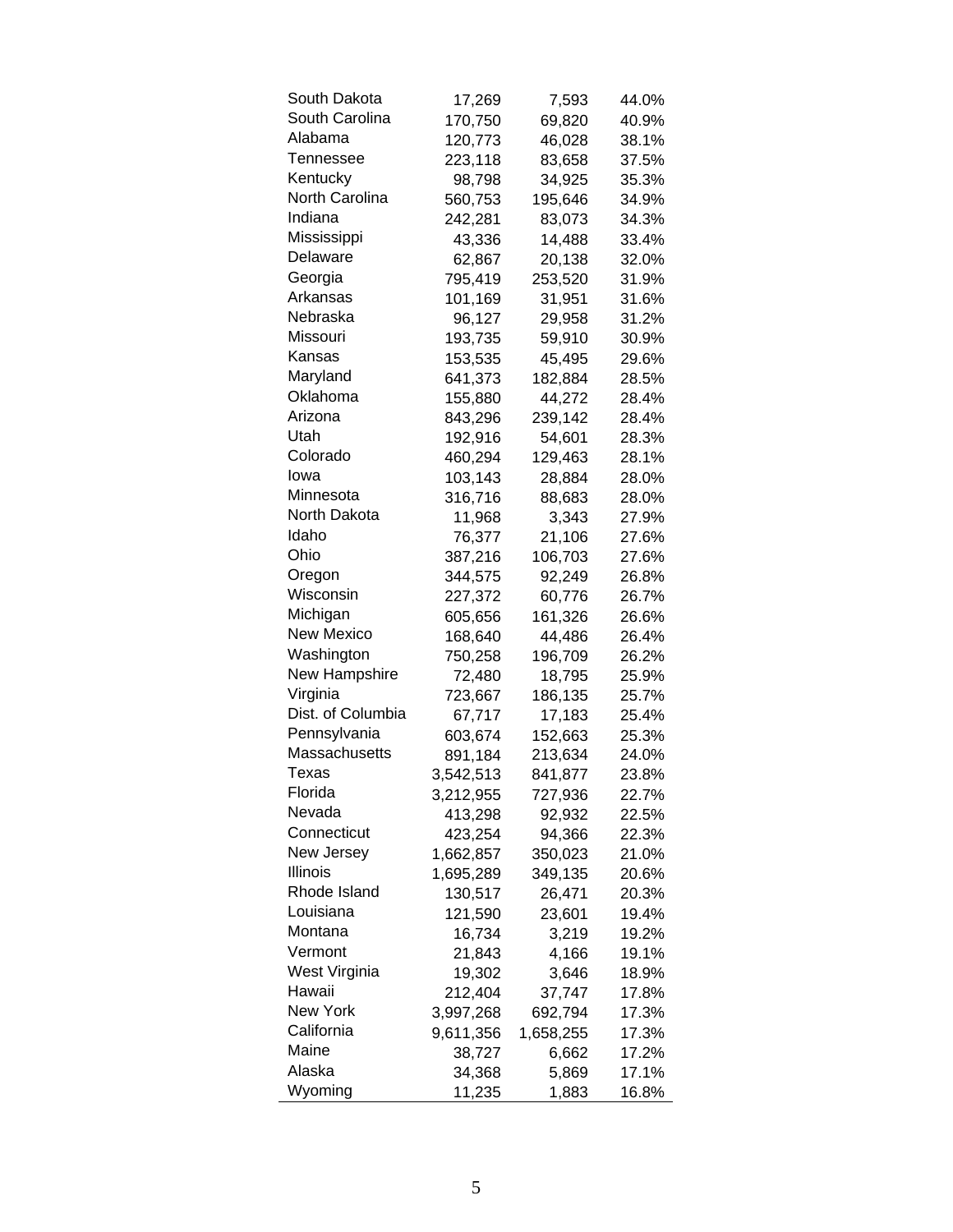| | | | |
|---|---|---|---|
| South Dakota | 17,269 | 7,593 | 44.0% |
| South Carolina | 170,750 | 69,820 | 40.9% |
| Alabama | 120,773 | 46,028 | 38.1% |
| Tennessee | 223,118 | 83,658 | 37.5% |
| Kentucky | 98,798 | 34,925 | 35.3% |
| North Carolina | 560,753 | 195,646 | 34.9% |
| Indiana | 242,281 | 83,073 | 34.3% |
| Mississippi | 43,336 | 14,488 | 33.4% |
| Delaware | 62,867 | 20,138 | 32.0% |
| Georgia | 795,419 | 253,520 | 31.9% |
| Arkansas | 101,169 | 31,951 | 31.6% |
| Nebraska | 96,127 | 29,958 | 31.2% |
| Missouri | 193,735 | 59,910 | 30.9% |
| Kansas | 153,535 | 45,495 | 29.6% |
| Maryland | 641,373 | 182,884 | 28.5% |
| Oklahoma | 155,880 | 44,272 | 28.4% |
| Arizona | 843,296 | 239,142 | 28.4% |
| Utah | 192,916 | 54,601 | 28.3% |
| Colorado | 460,294 | 129,463 | 28.1% |
| Iowa | 103,143 | 28,884 | 28.0% |
| Minnesota | 316,716 | 88,683 | 28.0% |
| North Dakota | 11,968 | 3,343 | 27.9% |
| Idaho | 76,377 | 21,106 | 27.6% |
| Ohio | 387,216 | 106,703 | 27.6% |
| Oregon | 344,575 | 92,249 | 26.8% |
| Wisconsin | 227,372 | 60,776 | 26.7% |
| Michigan | 605,656 | 161,326 | 26.6% |
| New Mexico | 168,640 | 44,486 | 26.4% |
| Washington | 750,258 | 196,709 | 26.2% |
| New Hampshire | 72,480 | 18,795 | 25.9% |
| Virginia | 723,667 | 186,135 | 25.7% |
| Dist. of Columbia | 67,717 | 17,183 | 25.4% |
| Pennsylvania | 603,674 | 152,663 | 25.3% |
| Massachusetts | 891,184 | 213,634 | 24.0% |
| Texas | 3,542,513 | 841,877 | 23.8% |
| Florida | 3,212,955 | 727,936 | 22.7% |
| Nevada | 413,298 | 92,932 | 22.5% |
| Connecticut | 423,254 | 94,366 | 22.3% |
| New Jersey | 1,662,857 | 350,023 | 21.0% |
| Illinois | 1,695,289 | 349,135 | 20.6% |
| Rhode Island | 130,517 | 26,471 | 20.3% |
| Louisiana | 121,590 | 23,601 | 19.4% |
| Montana | 16,734 | 3,219 | 19.2% |
| Vermont | 21,843 | 4,166 | 19.1% |
| West Virginia | 19,302 | 3,646 | 18.9% |
| Hawaii | 212,404 | 37,747 | 17.8% |
| New York | 3,997,268 | 692,794 | 17.3% |
| California | 9,611,356 | 1,658,255 | 17.3% |
| Maine | 38,727 | 6,662 | 17.2% |
| Alaska | 34,368 | 5,869 | 17.1% |
| Wyoming | 11,235 | 1,883 | 16.8% |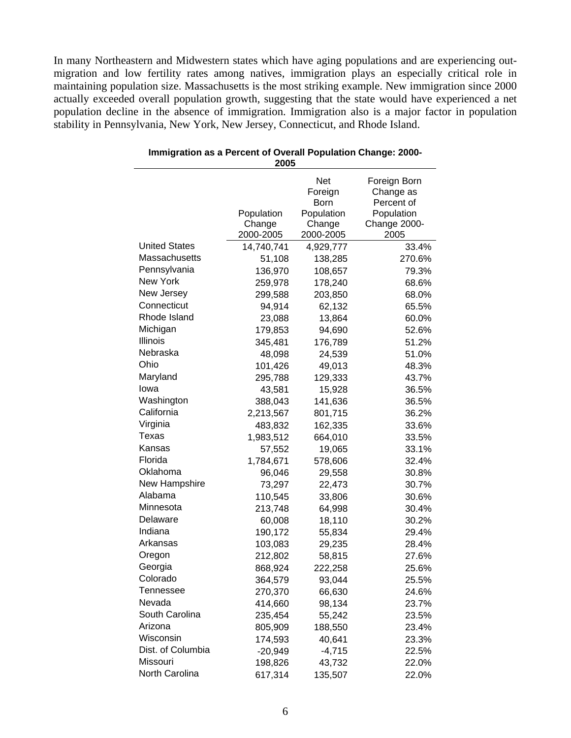In many Northeastern and Midwestern states which have aging populations and are experiencing out-migration and low fertility rates among natives, immigration plays an especially critical role in maintaining population size. Massachusetts is the most striking example. New immigration since 2000 actually exceeded overall population growth, suggesting that the state would have experienced a net population decline in the absence of immigration. Immigration also is a major factor in population stability in Pennsylvania, New York, New Jersey, Connecticut, and Rhode Island.

**Immigration as a Percent of Overall Population Change: 2000-2005**

| | Population Change 2000-2005 | Net Foreign Born Population Change 2000-2005 | Foreign Born Change as Percent of Population Change 2000-2005 |
|---|---|---|---|
| United States | 14,740,741 | 4,929,777 | 33.4% |
| Massachusetts | 51,108 | 138,285 | 270.6% |
| Pennsylvania | 136,970 | 108,657 | 79.3% |
| New York | 259,978 | 178,240 | 68.6% |
| New Jersey | 299,588 | 203,850 | 68.0% |
| Connecticut | 94,914 | 62,132 | 65.5% |
| Rhode Island | 23,088 | 13,864 | 60.0% |
| Michigan | 179,853 | 94,690 | 52.6% |
| Illinois | 345,481 | 176,789 | 51.2% |
| Nebraska | 48,098 | 24,539 | 51.0% |
| Ohio | 101,426 | 49,013 | 48.3% |
| Maryland | 295,788 | 129,333 | 43.7% |
| Iowa | 43,581 | 15,928 | 36.5% |
| Washington | 388,043 | 141,636 | 36.5% |
| California | 2,213,567 | 801,715 | 36.2% |
| Virginia | 483,832 | 162,335 | 33.6% |
| Texas | 1,983,512 | 664,010 | 33.5% |
| Kansas | 57,552 | 19,065 | 33.1% |
| Florida | 1,784,671 | 578,606 | 32.4% |
| Oklahoma | 96,046 | 29,558 | 30.8% |
| New Hampshire | 73,297 | 22,473 | 30.7% |
| Alabama | 110,545 | 33,806 | 30.6% |
| Minnesota | 213,748 | 64,998 | 30.4% |
| Delaware | 60,008 | 18,110 | 30.2% |
| Indiana | 190,172 | 55,834 | 29.4% |
| Arkansas | 103,083 | 29,235 | 28.4% |
| Oregon | 212,802 | 58,815 | 27.6% |
| Georgia | 868,924 | 222,258 | 25.6% |
| Colorado | 364,579 | 93,044 | 25.5% |
| Tennessee | 270,370 | 66,630 | 24.6% |
| Nevada | 414,660 | 98,134 | 23.7% |
| South Carolina | 235,454 | 55,242 | 23.5% |
| Arizona | 805,909 | 188,550 | 23.4% |
| Wisconsin | 174,593 | 40,641 | 23.3% |
| Dist. of Columbia | -20,949 | -4,715 | 22.5% |
| Missouri | 198,826 | 43,732 | 22.0% |
| North Carolina | 617,314 | 135,507 | 22.0% |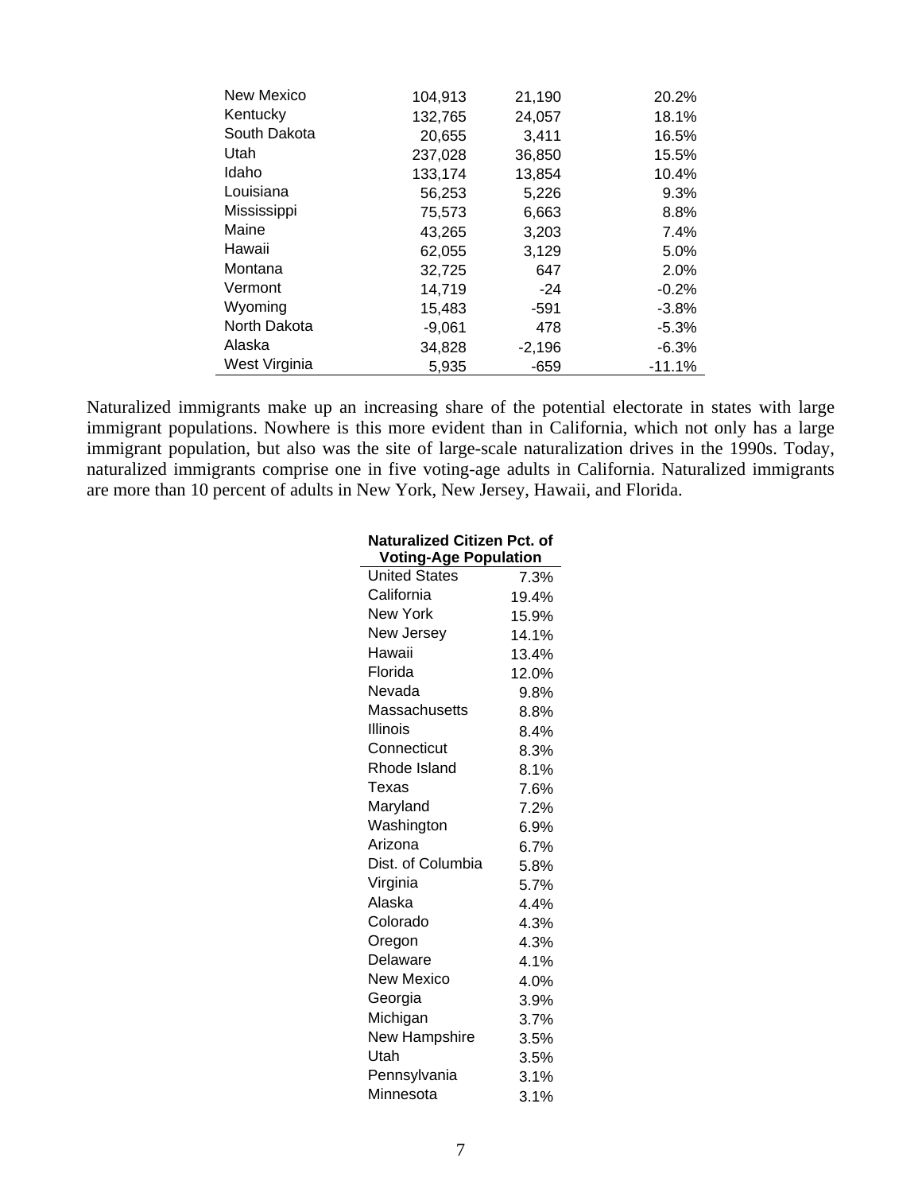| | | | |
|---|---|---|---|
| New Mexico | 104,913 | 21,190 | 20.2% |
| Kentucky | 132,765 | 24,057 | 18.1% |
| South Dakota | 20,655 | 3,411 | 16.5% |
| Utah | 237,028 | 36,850 | 15.5% |
| Idaho | 133,174 | 13,854 | 10.4% |
| Louisiana | 56,253 | 5,226 | 9.3% |
| Mississippi | 75,573 | 6,663 | 8.8% |
| Maine | 43,265 | 3,203 | 7.4% |
| Hawaii | 62,055 | 3,129 | 5.0% |
| Montana | 32,725 | 647 | 2.0% |
| Vermont | 14,719 | -24 | -0.2% |
| Wyoming | 15,483 | -591 | -3.8% |
| North Dakota | -9,061 | 478 | -5.3% |
| Alaska | 34,828 | -2,196 | -6.3% |
| West Virginia | 5,935 | -659 | -11.1% |

Naturalized immigrants make up an increasing share of the potential electorate in states with large immigrant populations. Nowhere is this more evident than in California, which not only has a large immigrant population, but also was the site of large-scale naturalization drives in the 1990s. Today, naturalized immigrants comprise one in five voting-age adults in California. Naturalized immigrants are more than 10 percent of adults in New York, New Jersey, Hawaii, and Florida.

| Naturalized Citizen Pct. of Voting-Age Population | |
|---|---|
| United States | 7.3% |
| California | 19.4% |
| New York | 15.9% |
| New Jersey | 14.1% |
| Hawaii | 13.4% |
| Florida | 12.0% |
| Nevada | 9.8% |
| Massachusetts | 8.8% |
| Illinois | 8.4% |
| Connecticut | 8.3% |
| Rhode Island | 8.1% |
| Texas | 7.6% |
| Maryland | 7.2% |
| Washington | 6.9% |
| Arizona | 6.7% |
| Dist. of Columbia | 5.8% |
| Virginia | 5.7% |
| Alaska | 4.4% |
| Colorado | 4.3% |
| Oregon | 4.3% |
| Delaware | 4.1% |
| New Mexico | 4.0% |
| Georgia | 3.9% |
| Michigan | 3.7% |
| New Hampshire | 3.5% |
| Utah | 3.5% |
| Pennsylvania | 3.1% |
| Minnesota | 3.1% |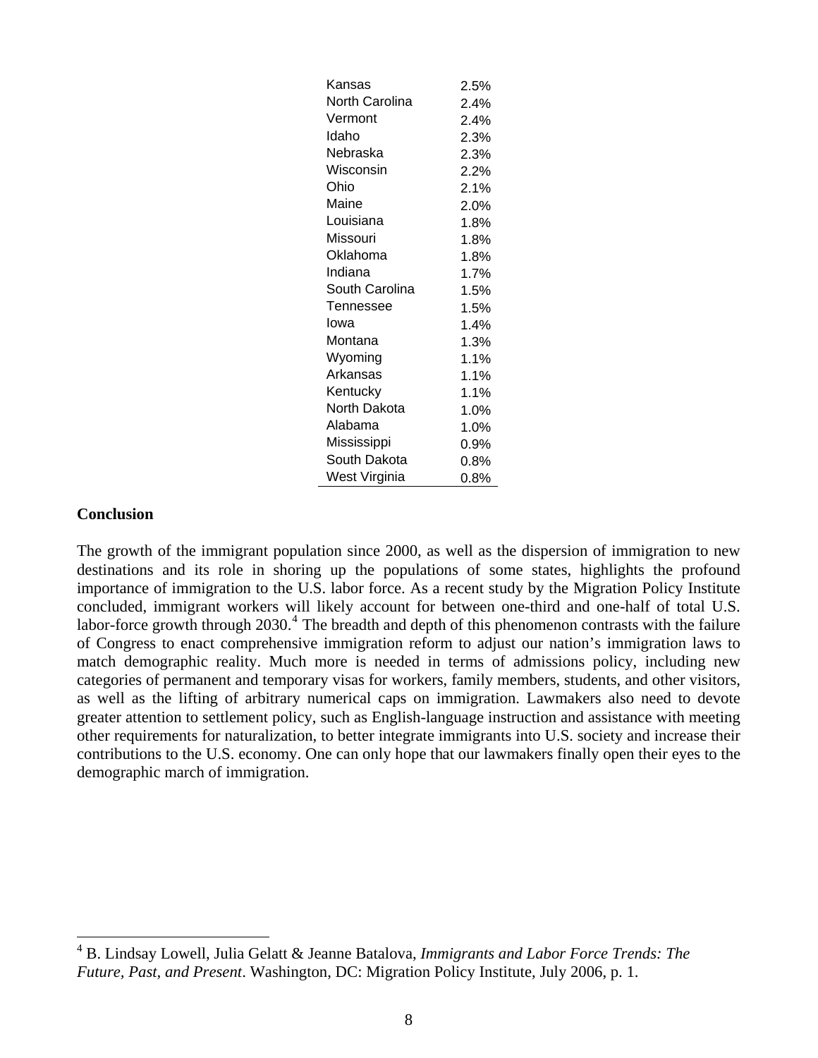| | |
|---|---|
| Kansas | 2.5% |
| North Carolina | 2.4% |
| Vermont | 2.4% |
| Idaho | 2.3% |
| Nebraska | 2.3% |
| Wisconsin | 2.2% |
| Ohio | 2.1% |
| Maine | 2.0% |
| Louisiana | 1.8% |
| Missouri | 1.8% |
| Oklahoma | 1.8% |
| Indiana | 1.7% |
| South Carolina | 1.5% |
| Tennessee | 1.5% |
| Iowa | 1.4% |
| Montana | 1.3% |
| Wyoming | 1.1% |
| Arkansas | 1.1% |
| Kentucky | 1.1% |
| North Dakota | 1.0% |
| Alabama | 1.0% |
| Mississippi | 0.9% |
| South Dakota | 0.8% |
| West Virginia | 0.8% |

**Conclusion**

The growth of the immigrant population since 2000, as well as the dispersion of immigration to new destinations and its role in shoring up the populations of some states, highlights the profound importance of immigration to the U.S. labor force. As a recent study by the Migration Policy Institute concluded, immigrant workers will likely account for between one-third and one-half of total U.S. labor-force growth through 2030.[4] The breadth and depth of this phenomenon contrasts with the failure of Congress to enact comprehensive immigration reform to adjust our nation's immigration laws to match demographic reality. Much more is needed in terms of admissions policy, including new categories of permanent and temporary visas for workers, family members, students, and other visitors, as well as the lifting of arbitrary numerical caps on immigration. Lawmakers also need to devote greater attention to settlement policy, such as English-language instruction and assistance with meeting other requirements for naturalization, to better integrate immigrants into U.S. society and increase their contributions to the U.S. economy. One can only hope that our lawmakers finally open their eyes to the demographic march of immigration.

[4] B. Lindsay Lowell, Julia Gelatt & Jeanne Batalova, *Immigrants and Labor Force Trends: The Future, Past, and Present*. Washington, DC: Migration Policy Institute, July 2006, p. 1.